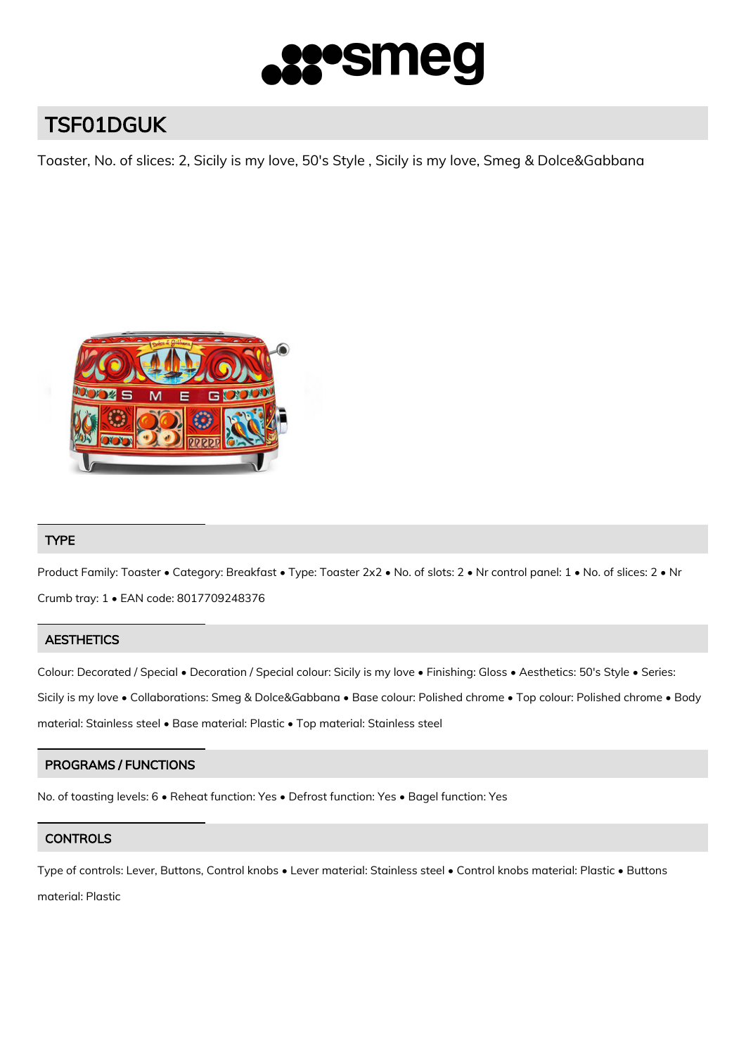# TSF01DGUK

Toaster, No. of slices: 2, Sicily is my love, 50's Style , Sicily is my love, Smeg & Dolce&Gabbana

## TYPE

Product Family: Toaster • Category: Breakfast • Type: Toaster 2x2 • No. of slots: 2 • Nr control panel: 1 • No. of slices: 2 • Nr Crumb tray: 1 • EAN code: 8017709248376

## AESTHETICS

Colour: Decorated / Special • Decoration / Special colour: Sicily is my love • Finishing: Gloss • Aesthetics: 50's Style • Series: Sicily is my love • Collaborations: Smeg & Dolce&Gabbana • Base colour: Polished chrome • Top colour: Polished chrome • Body material: Stainless steel • Base material: Plastic • Top material: Stainless steel

## PROGRAMS / FUNCTIONS

No. of toasting levels: 6 • Reheat function: Yes • Defrost function: Yes • Bagel function: Yes

## CONTROLS

Type of controls: Lever, Buttons, Control knobs • Lever material: Stainless steel • Control knobs material: Plastic • Buttons material: Plastic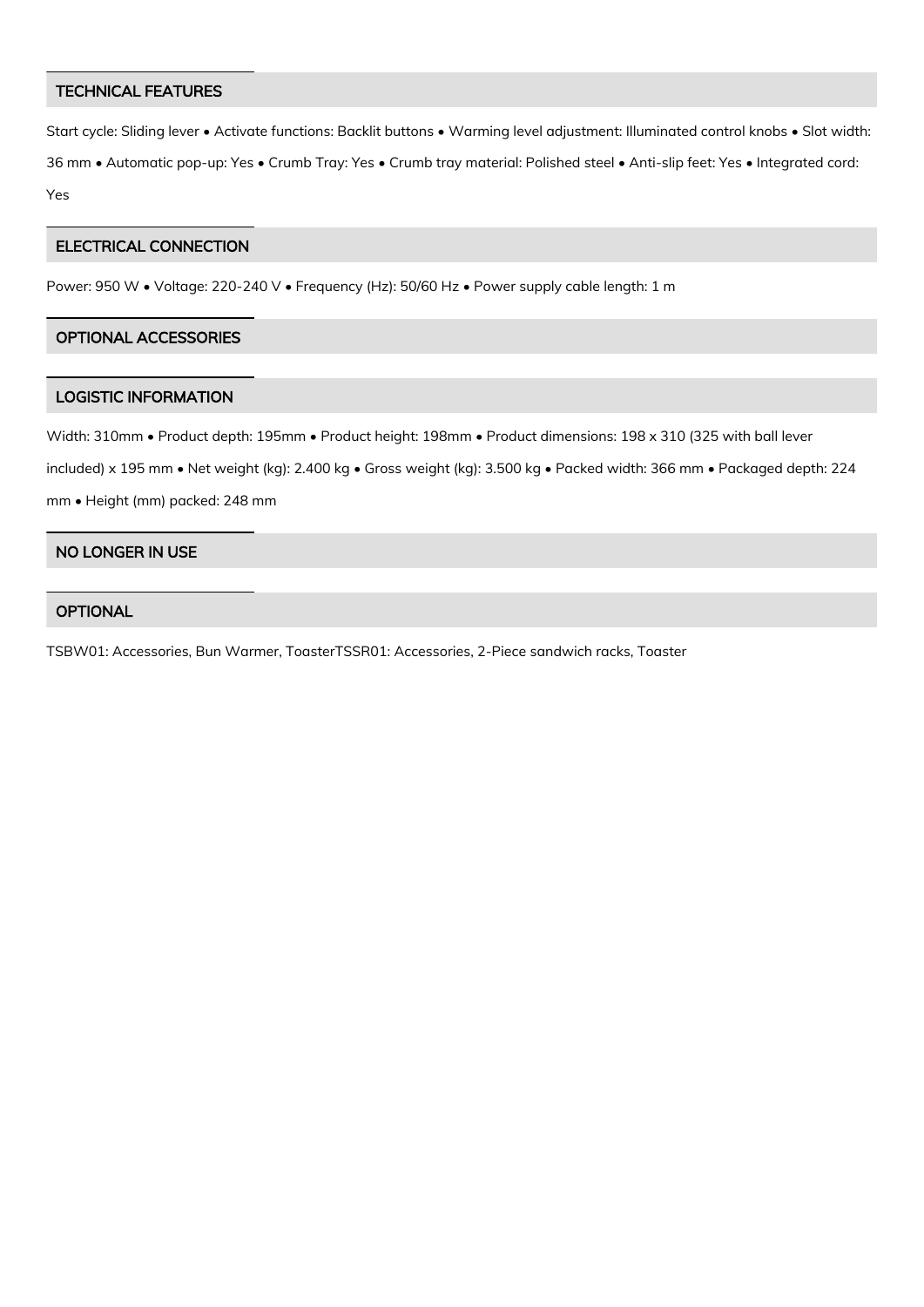## TECHNICAL FEATURES

Start cycle: Sliding lever • Activate functions: Backlit buttons • Warming level adjustment: Illuminated control knobs • Slot width: 36 mm • Automatic pop-up: Yes • Crumb Tray: Yes • Crumb tray material: Polished steel • Anti-slip feet: Yes • Integrated cord: Yes

## ELECTRICAL CONNECTION

Power: 950 W • Voltage: 220-240 V • Frequency (Hz): 50/60 Hz • Power supply cable length: 1 m

## OPTIONAL ACCESSORIES

## LOGISTIC INFORMATION

Width: 310mm • Product depth: 195mm • Product height: 198mm • Product dimensions: 198 x 310 (325 with ball lever included) x 195 mm • Net weight (kg): 2.400 kg • Gross weight (kg): 3.500 kg • Packed width: 366 mm • Packaged depth: 224 mm • Height (mm) packed: 248 mm

## NO LONGER IN USE

## OPTIONAL

TSBW01: Accessories, Bun Warmer, ToasterTSSR01: Accessories, 2-Piece sandwich racks, Toaster